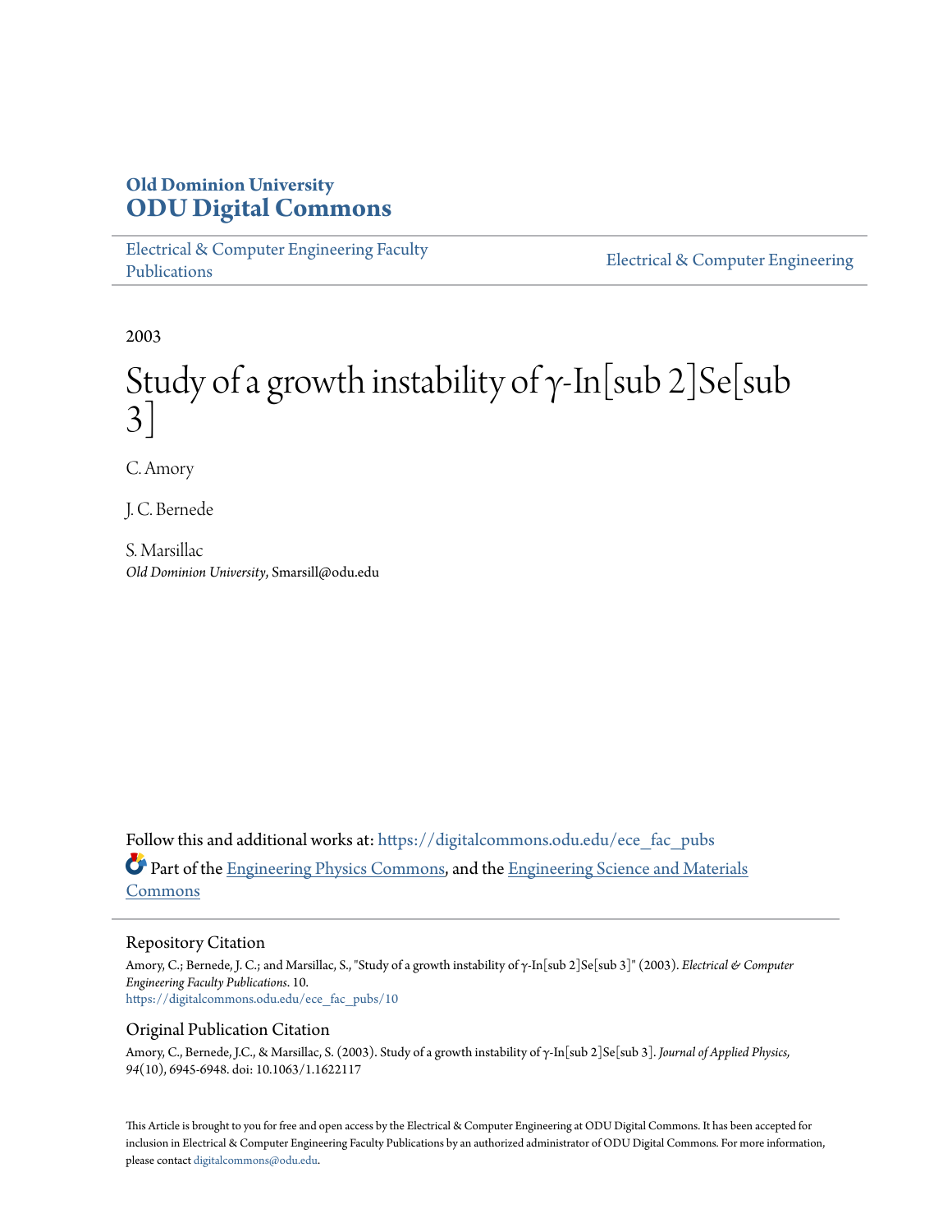**Old Dominion University**
**ODU Digital Commons**

Electrical & Computer Engineering Faculty Publications

Electrical & Computer Engineering

2003

# Study of a growth instability of γ-In[sub 2]Se[sub 3]

C. Amory

J. C. Bernede

S. Marsillac
*Old Dominion University*, Smarsill@odu.edu

Follow this and additional works at: https://digitalcommons.odu.edu/ece_fac_pubs

Part of the Engineering Physics Commons, and the Engineering Science and Materials Commons

## Repository Citation

Amory, C.; Bernede, J. C.; and Marsillac, S., "Study of a growth instability of γ-In[sub 2]Se[sub 3]" (2003). *Electrical & Computer Engineering Faculty Publications*. 10.
https://digitalcommons.odu.edu/ece_fac_pubs/10

## Original Publication Citation

Amory, C., Bernede, J.C., & Marsillac, S. (2003). Study of a growth instability of γ-In[sub 2]Se[sub 3]. *Journal of Applied Physics, 94*(10), 6945-6948. doi: 10.1063/1.1622117

This Article is brought to you for free and open access by the Electrical & Computer Engineering at ODU Digital Commons. It has been accepted for inclusion in Electrical & Computer Engineering Faculty Publications by an authorized administrator of ODU Digital Commons. For more information, please contact digitalcommons@odu.edu.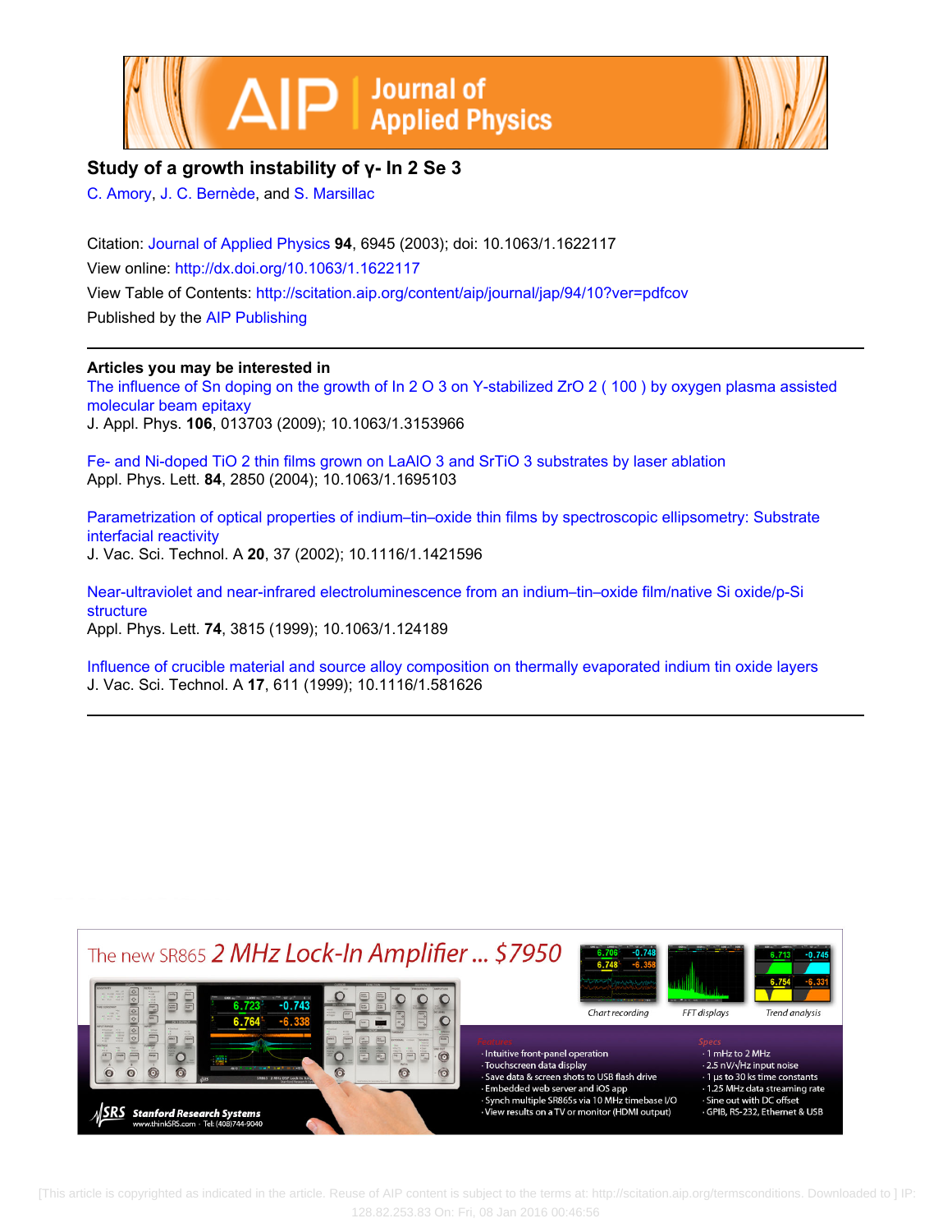# Study of a growth instability of γ- In 2 Se 3

C. Amory, J. C. Bernède, and S. Marsillac

Citation: Journal of Applied Physics **94**, 6945 (2003); doi: 10.1063/1.1622117

View online: http://dx.doi.org/10.1063/1.1622117

View Table of Contents: http://scitation.aip.org/content/aip/journal/jap/94/10?ver=pdfcov

Published by the AIP Publishing

## Articles you may be interested in

The influence of Sn doping on the growth of In 2 O 3 on Y-stabilized ZrO 2 ( 100 ) by oxygen plasma assisted molecular beam epitaxy
J. Appl. Phys. **106**, 013703 (2009); 10.1063/1.3153966

Fe- and Ni-doped TiO 2 thin films grown on LaAlO 3 and SrTiO 3 substrates by laser ablation
Appl. Phys. Lett. **84**, 2850 (2004); 10.1063/1.1695103

Parametrization of optical properties of indium–tin–oxide thin films by spectroscopic ellipsometry: Substrate interfacial reactivity
J. Vac. Sci. Technol. A **20**, 37 (2002); 10.1116/1.1421596

Near-ultraviolet and near-infrared electroluminescence from an indium–tin–oxide film/native Si oxide/p-Si structure
Appl. Phys. Lett. **74**, 3815 (1999); 10.1063/1.124189

Influence of crucible material and source alloy composition on thermally evaporated indium tin oxide layers
J. Vac. Sci. Technol. A **17**, 611 (1999); 10.1116/1.581626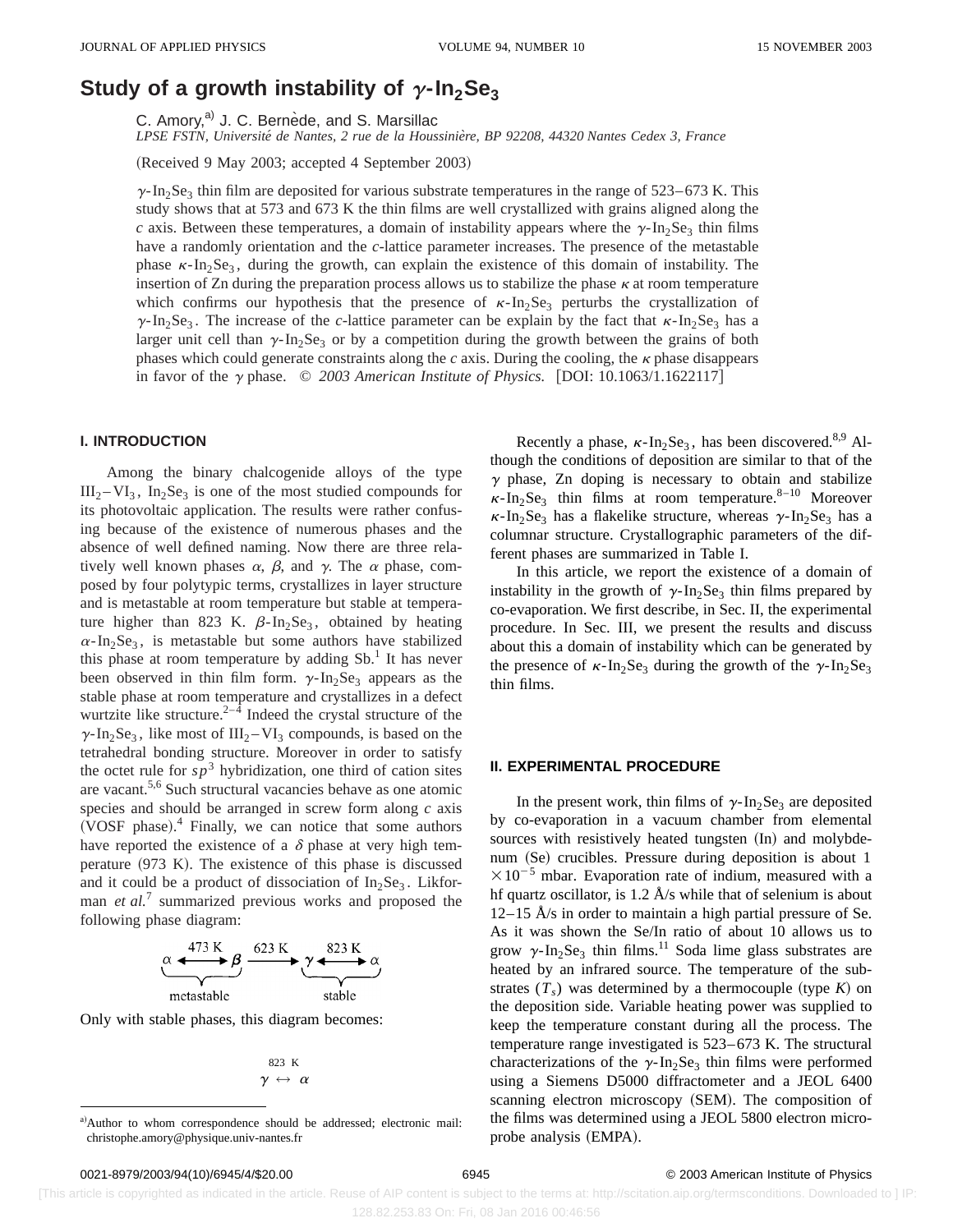# Study of a growth instability of $\gamma$-$In_2Se_3$

C. Amory,[a)] J. C. Bernède, and S. Marsillac

*LPSE FSTN, Université de Nantes, 2 rue de la Houssinière, BP 92208, 44320 Nantes Cedex 3, France*

(Received 9 May 2003; accepted 4 September 2003)

$\gamma$-$In_2Se_3$ thin film are deposited for various substrate temperatures in the range of 523–673 K. This study shows that at 573 and 673 K the thin films are well crystallized with grains aligned along the *c* axis. Between these temperatures, a domain of instability appears where the $\gamma$-$In_2Se_3$ thin films have a randomly orientation and the *c*-lattice parameter increases. The presence of the metastable phase $\kappa$-$In_2Se_3$, during the growth, can explain the existence of this domain of instability. The insertion of Zn during the preparation process allows us to stabilize the phase $\kappa$ at room temperature which confirms our hypothesis that the presence of $\kappa$-$In_2Se_3$ perturbs the crystallization of $\gamma$-$In_2Se_3$. The increase of the *c*-lattice parameter can be explain by the fact that $\kappa$-$In_2Se_3$ has a larger unit cell than $\gamma$-$In_2Se_3$ or by a competition during the growth between the grains of both phases which could generate constraints along the *c* axis. During the cooling, the $\kappa$ phase disappears in favor of the $\gamma$ phase. © *2003 American Institute of Physics.* [DOI: 10.1063/1.1622117]

## I. INTRODUCTION

Among the binary chalcogenide alloys of the type $III_2$–$VI_3$, $In_2Se_3$ is one of the most studied compounds for its photovoltaic application. The results were rather confusing because of the existence of numerous phases and the absence of well defined naming. Now there are three relatively well known phases $\alpha$, $\beta$, and $\gamma$. The $\alpha$ phase, composed by four polytypic terms, crystallizes in layer structure and is metastable at room temperature but stable at temperature higher than 823 K. $\beta$-$In_2Se_3$, obtained by heating $\alpha$-$In_2Se_3$, is metastable but some authors have stabilized this phase at room temperature by adding Sb.[1] It has never been observed in thin film form. $\gamma$-$In_2Se_3$ appears as the stable phase at room temperature and crystallizes in a defect wurtzite like structure.[2–4] Indeed the crystal structure of the $\gamma$-$In_2Se_3$, like most of $III_2$–$VI_3$ compounds, is based on the tetrahedral bonding structure. Moreover in order to satisfy the octet rule for $sp^3$ hybridization, one third of cation sites are vacant.[5,6] Such structural vacancies behave as one atomic species and should be arranged in screw form along *c* axis (VOSF phase).[4] Finally, we can notice that some authors have reported the existence of a $\delta$ phase at very high temperature (973 K). The existence of this phase is discussed and it could be a product of dissociation of $In_2Se_3$. Likforman *et al.*[7] summarized previous works and proposed the following phase diagram:

$$\underbrace{\alpha \overset{473\ \text{K}}{\longleftrightarrow} \beta}_{\text{metastable}} \overset{623\ \text{K}}{\longrightarrow} \underbrace{\gamma \overset{823\ \text{K}}{\longleftrightarrow} \alpha}_{\text{stable}}$$

Only with stable phases, this diagram becomes:

$$\gamma \overset{823\ \text{K}}{\leftrightarrow} \alpha$$

Recently a phase, $\kappa$-$In_2Se_3$, has been discovered.[8,9] Although the conditions of deposition are similar to that of the $\gamma$ phase, Zn doping is necessary to obtain and stabilize $\kappa$-$In_2Se_3$ thin films at room temperature.[8–10] Moreover $\kappa$-$In_2Se_3$ has a flakelike structure, whereas $\gamma$-$In_2Se_3$ has a columnar structure. Crystallographic parameters of the different phases are summarized in Table I.

In this article, we report the existence of a domain of instability in the growth of $\gamma$-$In_2Se_3$ thin films prepared by co-evaporation. We first describe, in Sec. II, the experimental procedure. In Sec. III, we present the results and discuss about this a domain of instability which can be generated by the presence of $\kappa$-$In_2Se_3$ during the growth of the $\gamma$-$In_2Se_3$ thin films.

## II. EXPERIMENTAL PROCEDURE

In the present work, thin films of $\gamma$-$In_2Se_3$ are deposited by co-evaporation in a vacuum chamber from elemental sources with resistively heated tungsten (In) and molybdenum (Se) crucibles. Pressure during deposition is about $1 \times 10^{-5}$ mbar. Evaporation rate of indium, measured with a hf quartz oscillator, is 1.2 Å/s while that of selenium is about 12–15 Å/s in order to maintain a high partial pressure of Se. As it was shown the Se/In ratio of about 10 allows us to grow $\gamma$-$In_2Se_3$ thin films.[11] Soda lime glass substrates are heated by an infrared source. The temperature of the substrates ($T_s$) was determined by a thermocouple (type *K*) on the deposition side. Variable heating power was supplied to keep the temperature constant during all the process. The temperature range investigated is 523–673 K. The structural characterizations of the $\gamma$-$In_2Se_3$ thin films were performed using a Siemens D5000 diffractometer and a JEOL 6400 scanning electron microscopy (SEM). The composition of the films was determined using a JEOL 5800 electron microprobe analysis (EMPA).

---

[a)] Author to whom correspondence should be addressed; electronic mail: christophe.amory@physique.univ-nantes.fr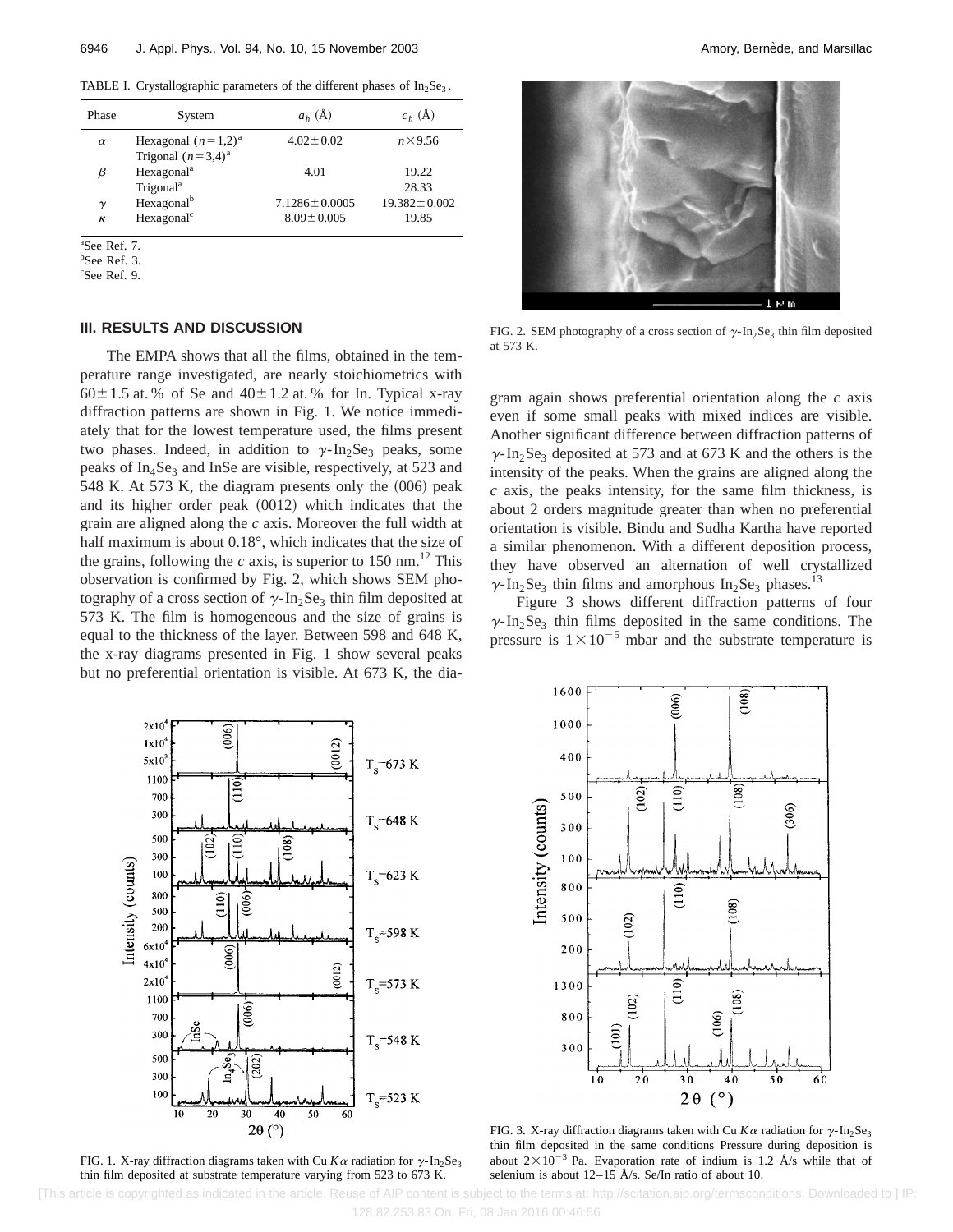TABLE I. Crystallographic parameters of the different phases of $In_2Se_3$.

| Phase | System | $a_h$ (Å) | $c_h$ (Å) |
|---|---|---|---|
| $\alpha$ | Hexagonal ($n=1,2$)[a] | $4.02\pm0.02$ | $n\times9.56$ |
| | Trigonal ($n=3,4$)[a] | | |
| $\beta$ | Hexagonal[a] | 4.01 | 19.22 |
| | Trigonal[a] | | 28.33 |
| $\gamma$ | Hexagonal[b] | $7.1286\pm0.0005$ | $19.382\pm0.002$ |
| $\kappa$ | Hexagonal[c] | $8.09\pm0.005$ | 19.85 |

[a]See Ref. 7.
[b]See Ref. 3.
[c]See Ref. 9.

### III. RESULTS AND DISCUSSION

The EMPA shows that all the films, obtained in the temperature range investigated, are nearly stoichiometrics with $60\pm1.5$ at.% of Se and $40\pm1.2$ at.% for In. Typical x-ray diffraction patterns are shown in Fig. 1. We notice immediately that for the lowest temperature used, the films present two phases. Indeed, in addition to $\gamma$-$In_2Se_3$ peaks, some peaks of $In_4Se_3$ and InSe are visible, respectively, at 523 and 548 K. At 573 K, the diagram presents only the (006) peak and its higher order peak (0012) which indicates that the grain are aligned along the $c$ axis. Moreover the full width at half maximum is about 0.18°, which indicates that the size of the grains, following the $c$ axis, is superior to 150 nm.[12] This observation is confirmed by Fig. 2, which shows SEM photography of a cross section of $\gamma$-$In_2Se_3$ thin film deposited at 573 K. The film is homogeneous and the size of grains is equal to the thickness of the layer. Between 598 and 648 K, the x-ray diagrams presented in Fig. 1 show several peaks but no preferential orientation is visible. At 673 K, the diagram again shows preferential orientation along the $c$ axis even if some small peaks with mixed indices are visible. Another significant difference between diffraction patterns of $\gamma$-$In_2Se_3$ deposited at 573 and at 673 K and the others is the intensity of the peaks. When the grains are aligned along the $c$ axis, the peaks intensity, for the same film thickness, is about 2 orders magnitude greater than when no preferential orientation is visible. Bindu and Sudha Kartha have reported a similar phenomenon. With a different deposition process, they have observed an alternation of well crystallized $\gamma$-$In_2Se_3$ thin films and amorphous $In_2Se_3$ phases.[13]

FIG. 2. SEM photography of a cross section of $\gamma$-$In_2Se_3$ thin film deposited at 573 K.

Figure 3 shows different diffraction patterns of four $\gamma$-$In_2Se_3$ thin films deposited in the same conditions. The pressure is $1\times10^{-5}$ mbar and the substrate temperature is

FIG. 1. X-ray diffraction diagrams taken with Cu $K\alpha$ radiation for $\gamma$-$In_2Se_3$ thin film deposited at substrate temperature varying from 523 to 673 K.

FIG. 3. X-ray diffraction diagrams taken with Cu $K\alpha$ radiation for $\gamma$-$In_2Se_3$ thin film deposited in the same conditions Pressure during deposition is about $2\times10^{-3}$ Pa. Evaporation rate of indium is 1.2 Å/s while that of selenium is about 12–15 Å/s. Se/In ratio of about 10.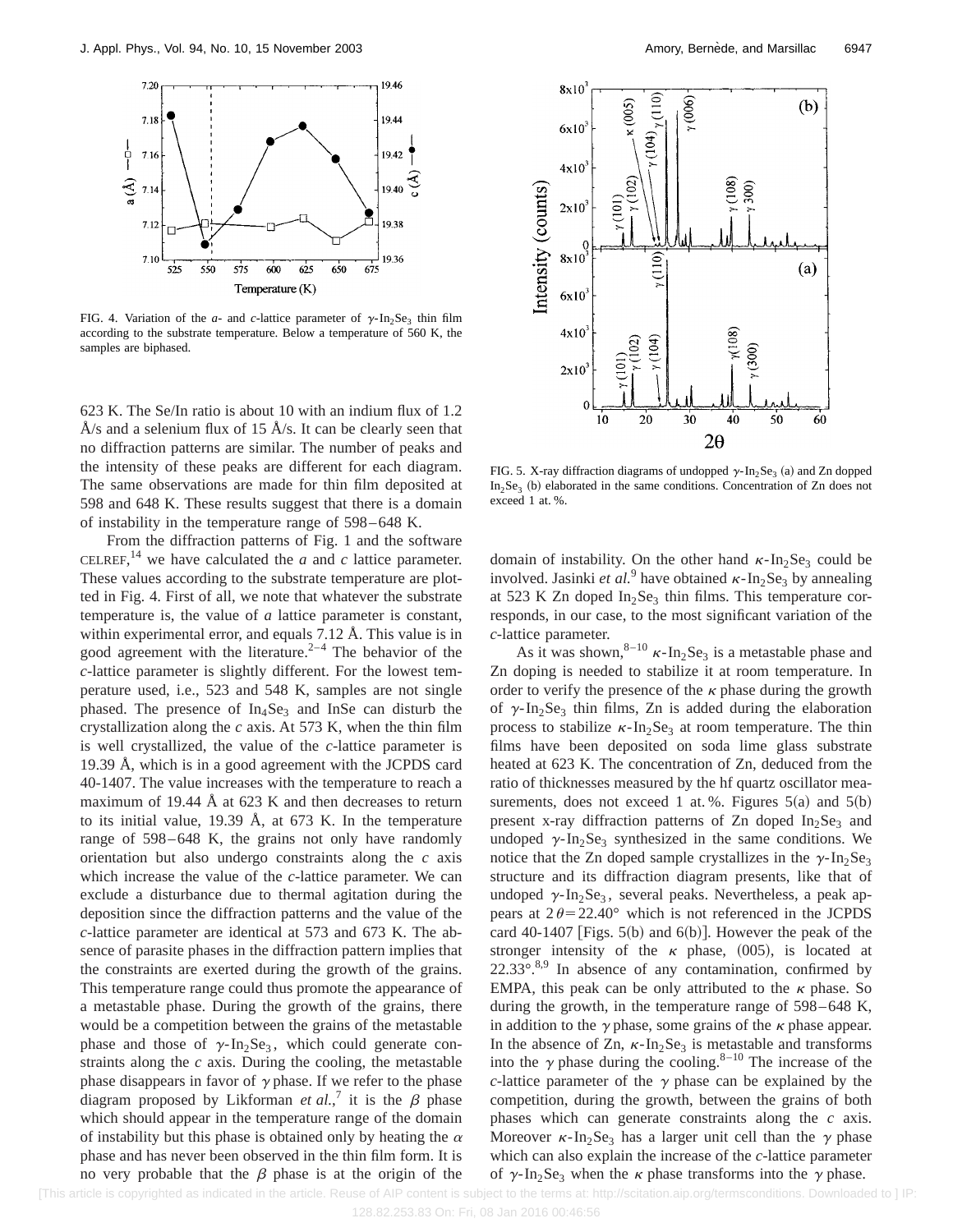FIG. 4. Variation of the *a*- and *c*-lattice parameter of $\gamma$-$In_2Se_3$ thin film according to the substrate temperature. Below a temperature of 560 K, the samples are biphased.

623 K. The Se/In ratio is about 10 with an indium flux of 1.2 Å/s and a selenium flux of 15 Å/s. It can be clearly seen that no diffraction patterns are similar. The number of peaks and the intensity of these peaks are different for each diagram. The same observations are made for thin film deposited at 598 and 648 K. These results suggest that there is a domain of instability in the temperature range of 598–648 K.

From the diffraction patterns of Fig. 1 and the software CELREF,[14] we have calculated the *a* and *c* lattice parameter. These values according to the substrate temperature are plotted in Fig. 4. First of all, we note that whatever the substrate temperature is, the value of *a* lattice parameter is constant, within experimental error, and equals 7.12 Å. This value is in good agreement with the literature.[2–4] The behavior of the *c*-lattice parameter is slightly different. For the lowest temperature used, i.e., 523 and 548 K, samples are not single phased. The presence of $In_4Se_3$ and InSe can disturb the crystallization along the *c* axis. At 573 K, when the thin film is well crystallized, the value of the *c*-lattice parameter is 19.39 Å, which is in a good agreement with the JCPDS card 40-1407. The value increases with the temperature to reach a maximum of 19.44 Å at 623 K and then decreases to return to its initial value, 19.39 Å, at 673 K. In the temperature range of 598–648 K, the grains not only have randomly orientation but also undergo constraints along the *c* axis which increase the value of the *c*-lattice parameter. We can exclude a disturbance due to thermal agitation during the deposition since the diffraction patterns and the value of the *c*-lattice parameter are identical at 573 and 673 K. The absence of parasite phases in the diffraction pattern implies that the constraints are exerted during the growth of the grains. This temperature range could thus promote the appearance of a metastable phase. During the growth of the grains, there would be a competition between the grains of the metastable phase and those of $\gamma$-$In_2Se_3$, which could generate constraints along the *c* axis. During the cooling, the metastable phase disappears in favor of $\gamma$ phase. If we refer to the phase diagram proposed by Likforman *et al.*,[7] it is the $\beta$ phase which should appear in the temperature range of the domain of instability but this phase is obtained only by heating the $\alpha$ phase and has never been observed in the thin film form. It is no very probable that the $\beta$ phase is at the origin of the domain of instability. On the other hand $\kappa$-$In_2Se_3$ could be involved. Jasinki *et al.*[9] have obtained $\kappa$-$In_2Se_3$ by annealing at 523 K Zn doped $In_2Se_3$ thin films. This temperature corresponds, in our case, to the most significant variation of the *c*-lattice parameter.

FIG. 5. X-ray diffraction diagrams of undoped $\gamma$-$In_2Se_3$ (a) and Zn doped $In_2Se_3$ (b) elaborated in the same conditions. Concentration of Zn does not exceed 1 at. %.

As it was shown,[8–10] $\kappa$-$In_2Se_3$ is a metastable phase and Zn doping is needed to stabilize it at room temperature. In order to verify the presence of the $\kappa$ phase during the growth of $\gamma$-$In_2Se_3$ thin films, Zn is added during the elaboration process to stabilize $\kappa$-$In_2Se_3$ at room temperature. The thin films have been deposited on soda lime glass substrate heated at 623 K. The concentration of Zn, deduced from the ratio of thicknesses measured by the hf quartz oscillator measurements, does not exceed 1 at. %. Figures 5(a) and 5(b) present x-ray diffraction patterns of Zn doped $In_2Se_3$ and undoped $\gamma$-$In_2Se_3$ synthesized in the same conditions. We notice that the Zn doped sample crystallizes in the $\gamma$-$In_2Se_3$ structure and its diffraction diagram presents, like that of undoped $\gamma$-$In_2Se_3$, several peaks. Nevertheless, a peak appears at $2\theta = 22.40°$ which is not referenced in the JCPDS card 40-1407 [Figs. 5(b) and 6(b)]. However the peak of the stronger intensity of the $\kappa$ phase, (005), is located at 22.33°.[8,9] In absence of any contamination, confirmed by EMPA, this peak can be only attributed to the $\kappa$ phase. So during the growth, in the temperature range of 598–648 K, in addition to the $\gamma$ phase, some grains of the $\kappa$ phase appear. In the absence of Zn, $\kappa$-$In_2Se_3$ is metastable and transforms into the $\gamma$ phase during the cooling.[8–10] The increase of the *c*-lattice parameter of the $\gamma$ phase can be explained by the competition, during the growth, between the grains of both phases which can generate constraints along the *c* axis. Moreover $\kappa$-$In_2Se_3$ has a larger unit cell than the $\gamma$ phase which can also explain the increase of the *c*-lattice parameter of $\gamma$-$In_2Se_3$ when the $\kappa$ phase transforms into the $\gamma$ phase.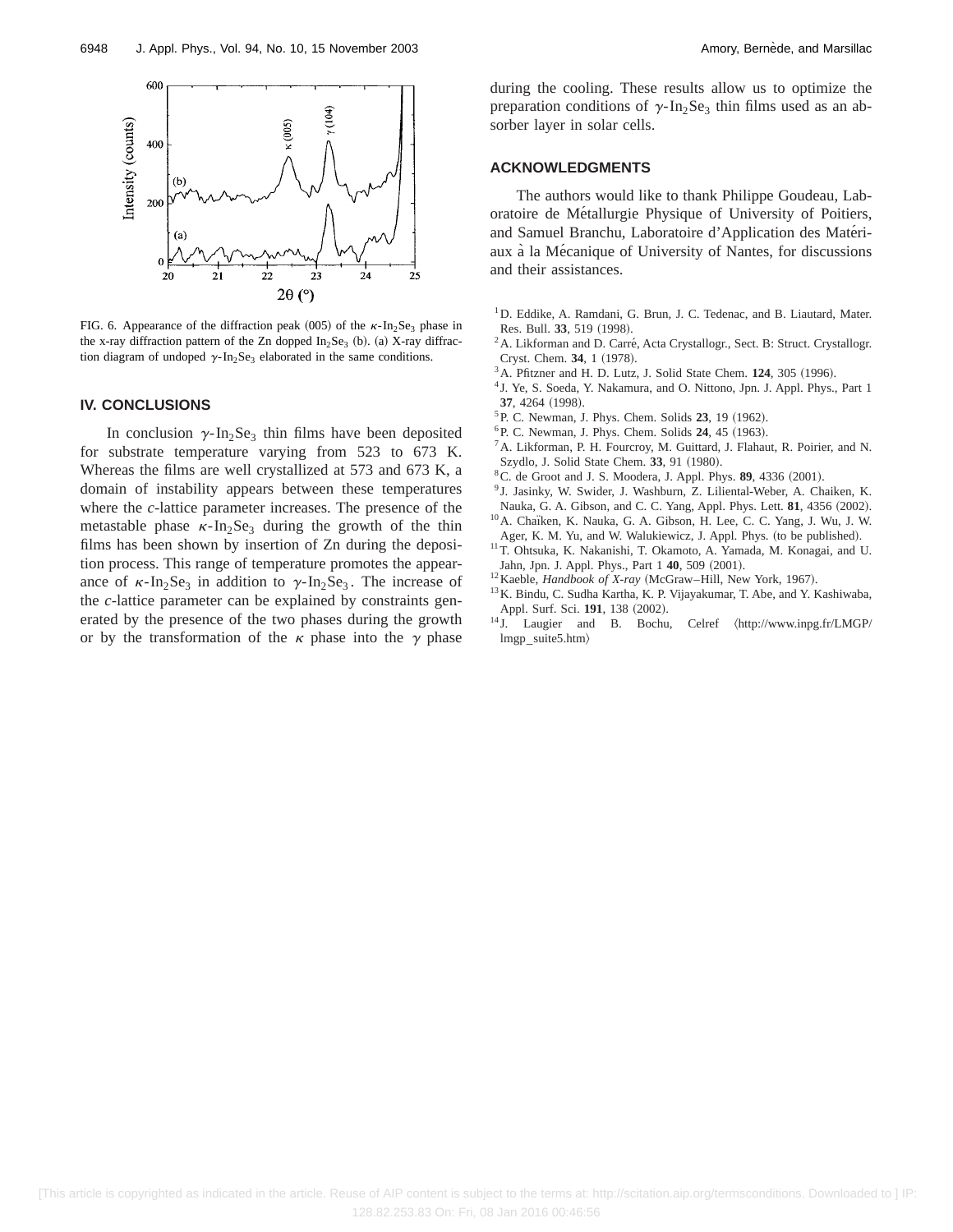600

400

200

0

Intensity (counts)

(b)

(a)

κ (005)

γ (104)

20 21 22 23 24 25

2θ (°)

FIG. 6. Appearance of the diffraction peak (005) of the $\kappa$-$In_2Se_3$ phase in the x-ray diffraction pattern of the Zn dopped $In_2Se_3$ (b). (a) X-ray diffraction diagram of undoped $\gamma$-$In_2Se_3$ elaborated in the same conditions.

## IV. CONCLUSIONS

In conclusion $\gamma$-$In_2Se_3$ thin films have been deposited for substrate temperature varying from 523 to 673 K. Whereas the films are well crystallized at 573 and 673 K, a domain of instability appears between these temperatures where the *c*-lattice parameter increases. The presence of the metastable phase $\kappa$-$In_2Se_3$ during the growth of the thin films has been shown by insertion of Zn during the deposition process. This range of temperature promotes the appearance of $\kappa$-$In_2Se_3$ in addition to $\gamma$-$In_2Se_3$. The increase of the *c*-lattice parameter can be explained by constraints generated by the presence of the two phases during the growth or by the transformation of the $\kappa$ phase into the $\gamma$ phase during the cooling. These results allow us to optimize the preparation conditions of $\gamma$-$In_2Se_3$ thin films used as an absorber layer in solar cells.

## ACKNOWLEDGMENTS

The authors would like to thank Philippe Goudeau, Laboratoire de Métallurgie Physique of University of Poitiers, and Samuel Branchu, Laboratoire d'Application des Matériaux à la Mécanique of University of Nantes, for discussions and their assistances.

[1] D. Eddike, A. Ramdani, G. Brun, J. C. Tedenac, and B. Liautard, Mater. Res. Bull. **33**, 519 (1998).
[2] A. Likforman and D. Carré, Acta Crystallogr., Sect. B: Struct. Crystallogr. Cryst. Chem. **34**, 1 (1978).
[3] A. Pfitzner and H. D. Lutz, J. Solid State Chem. **124**, 305 (1996).
[4] J. Ye, S. Soeda, Y. Nakamura, and O. Nittono, Jpn. J. Appl. Phys., Part 1 **37**, 4264 (1998).
[5] P. C. Newman, J. Phys. Chem. Solids **23**, 19 (1962).
[6] P. C. Newman, J. Phys. Chem. Solids **24**, 45 (1963).
[7] A. Likforman, P. H. Fourcroy, M. Guittard, J. Flahaut, R. Poirier, and N. Szydlo, J. Solid State Chem. **33**, 91 (1980).
[8] C. de Groot and J. S. Moodera, J. Appl. Phys. **89**, 4336 (2001).
[9] J. Jasinky, W. Swider, J. Washburn, Z. Liliental-Weber, A. Chaiken, K. Nauka, G. A. Gibson, and C. C. Yang, Appl. Phys. Lett. **81**, 4356 (2002).
[10] A. Chaïken, K. Nauka, G. A. Gibson, H. Lee, C. C. Yang, J. Wu, J. W. Ager, K. M. Yu, and W. Walukiewicz, J. Appl. Phys. (to be published).
[11] T. Ohtsuka, K. Nakanishi, T. Okamoto, A. Yamada, M. Konagai, and U. Jahn, Jpn. J. Appl. Phys., Part 1 **40**, 509 (2001).
[12] Kaeble, *Handbook of X-ray* (McGraw–Hill, New York, 1967).
[13] K. Bindu, C. Sudha Kartha, K. P. Vijayakumar, T. Abe, and Y. Kashiwaba, Appl. Surf. Sci. **191**, 138 (2002).
[14] J. Laugier and B. Bochu, Celref ⟨http://www.inpg.fr/LMGP/lmgp_suite5.htm⟩